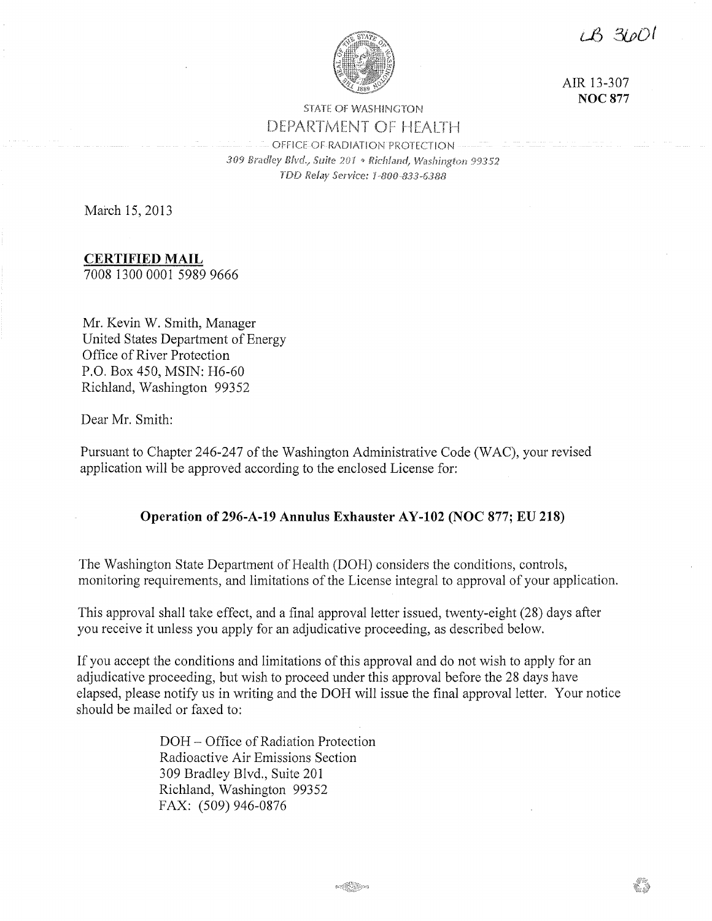LB 3601

AIR 13-307
**NOC 877**

STATE OF WASHINGTON
DEPARTMENT OF HEALTH
OFFICE OF RADIATION PROTECTION
*309 Bradley Blvd., Suite 201 • Richland, Washington 99352*
*TDD Relay Service: 1-800-833-6388*

March 15, 2013

**CERTIFIED MAIL**
7008 1300 0001 5989 9666

Mr. Kevin W. Smith, Manager
United States Department of Energy
Office of River Protection
P.O. Box 450, MSIN: H6-60
Richland, Washington 99352

Dear Mr. Smith:

Pursuant to Chapter 246-247 of the Washington Administrative Code (WAC), your revised application will be approved according to the enclosed License for:

**Operation of 296-A-19 Annulus Exhauster AY-102 (NOC 877; EU 218)**

The Washington State Department of Health (DOH) considers the conditions, controls, monitoring requirements, and limitations of the License integral to approval of your application.

This approval shall take effect, and a final approval letter issued, twenty-eight (28) days after you receive it unless you apply for an adjudicative proceeding, as described below.

If you accept the conditions and limitations of this approval and do not wish to apply for an adjudicative proceeding, but wish to proceed under this approval before the 28 days have elapsed, please notify us in writing and the DOH will issue the final approval letter. Your notice should be mailed or faxed to:

DOH – Office of Radiation Protection
Radioactive Air Emissions Section
309 Bradley Blvd., Suite 201
Richland, Washington 99352
FAX: (509) 946-0876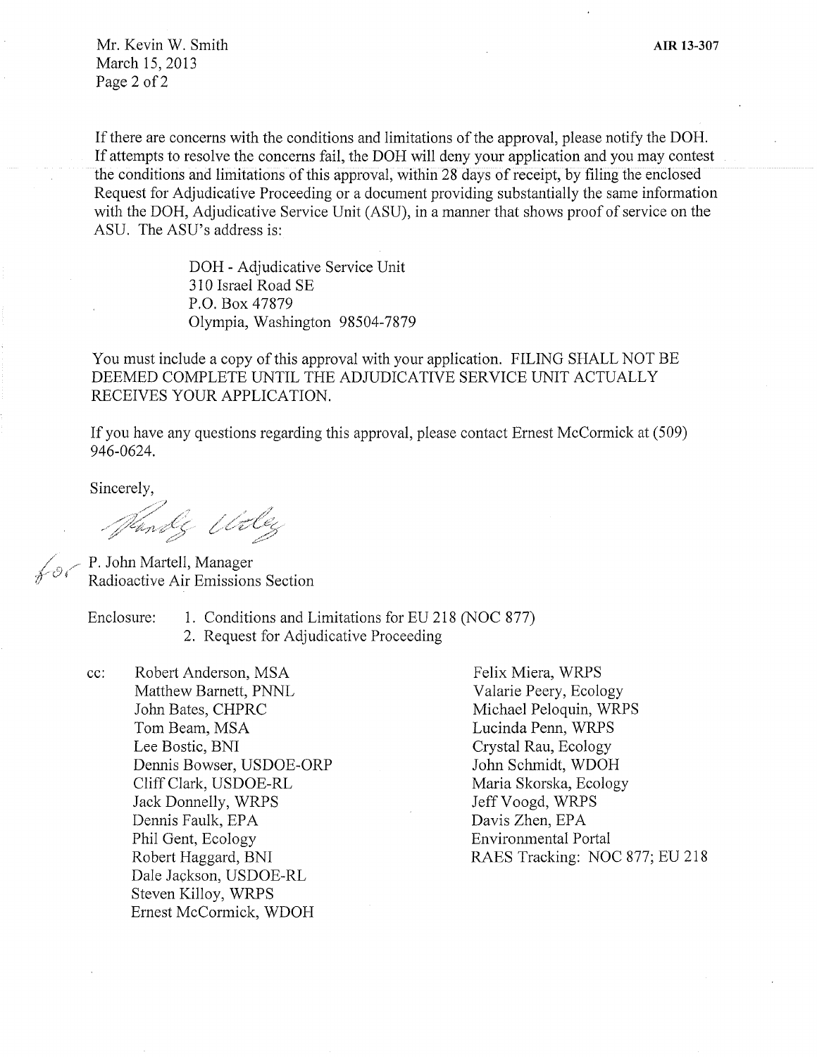If there are concerns with the conditions and limitations of the approval, please notify the DOH. If attempts to resolve the concerns fail, the DOH will deny your application and you may contest the conditions and limitations of this approval, within 28 days of receipt, by filing the enclosed Request for Adjudicative Proceeding or a document providing substantially the same information with the DOH, Adjudicative Service Unit (ASU), in a manner that shows proof of service on the ASU. The ASU's address is:

DOH - Adjudicative Service Unit
310 Israel Road SE
P.O. Box 47879
Olympia, Washington 98504-7879

You must include a copy of this approval with your application. FILING SHALL NOT BE DEEMED COMPLETE UNTIL THE ADJUDICATIVE SERVICE UNIT ACTUALLY RECEIVES YOUR APPLICATION.

If you have any questions regarding this approval, please contact Ernest McCormick at (509) 946-0624.

Sincerely,

for P. John Martell, Manager
Radioactive Air Emissions Section

Enclosure:
1. Conditions and Limitations for EU 218 (NOC 877)
2. Request for Adjudicative Proceeding

cc:
Robert Anderson, MSA
Matthew Barnett, PNNL
John Bates, CHPRC
Tom Beam, MSA
Lee Bostic, BNI
Dennis Bowser, USDOE-ORP
Cliff Clark, USDOE-RL
Jack Donnelly, WRPS
Dennis Faulk, EPA
Phil Gent, Ecology
Robert Haggard, BNI
Dale Jackson, USDOE-RL
Steven Killoy, WRPS
Ernest McCormick, WDOH
Felix Miera, WRPS
Valarie Peery, Ecology
Michael Peloquin, WRPS
Lucinda Penn, WRPS
Crystal Rau, Ecology
John Schmidt, WDOH
Maria Skorska, Ecology
Jeff Voogd, WRPS
Davis Zhen, EPA
Environmental Portal
RAES Tracking: NOC 877; EU 218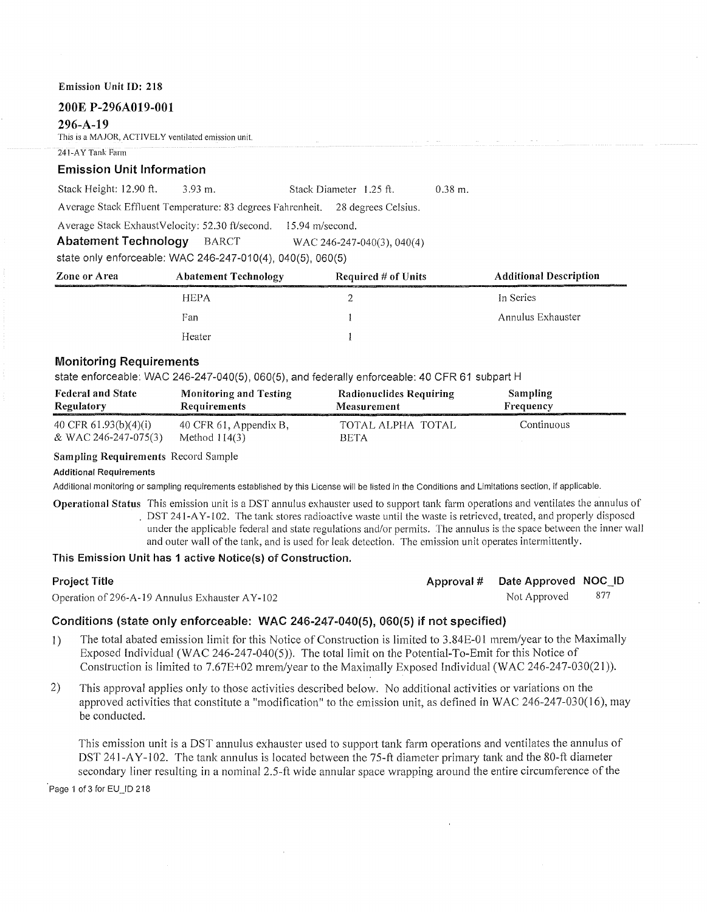**Emission Unit ID: 218**

## 200E P-296A019-001

### 296-A-19

This is a MAJOR, ACTIVELY ventilated emission unit.

241-AY Tank Farm

### Emission Unit Information

Stack Height: 12.90 ft. 3.93 m. Stack Diameter 1.25 ft. 0.38 m.

Average Stack Effluent Temperature: 83 degrees Fahrenheit. 28 degrees Celsius.

Average Stack ExhaustVelocity: 52.30 ft/second. 15.94 m/second.

### Abatement Technology BARCT WAC 246-247-040(3), 040(4)

state only enforceable: WAC 246-247-010(4), 040(5), 060(5)

| Zone or Area | Abatement Technology | Required # of Units | Additional Description |
|---|---|---|---|
| | HEPA | 2 | In Series |
| | Fan | 1 | Annulus Exhauster |
| | Heater | 1 | |

### Monitoring Requirements

state enforceable: WAC 246-247-040(5), 060(5), and federally enforceable: 40 CFR 61 subpart H

| Federal and State Regulatory | Monitoring and Testing Requirements | Radionuclides Requiring Measurement | Sampling Frequency |
|---|---|---|---|
| 40 CFR 61.93(b)(4)(i) & WAC 246-247-075(3) | 40 CFR 61, Appendix B, Method 114(3) | TOTAL ALPHA TOTAL BETA | Continuous |

**Sampling Requirements** Record Sample

**Additional Requirements**

Additional monitoring or sampling requirements established by this License will be listed in the Conditions and Limitations section, if applicable.

**Operational Status** This emission unit is a DST annulus exhauster used to support tank farm operations and ventilates the annulus of DST 241-AY-102. The tank stores radioactive waste until the waste is retrieved, treated, and properly disposed under the applicable federal and state regulations and/or permits. The annulus is the space between the inner wall and outer wall of the tank, and is used for leak detection. The emission unit operates intermittently.

### This Emission Unit has 1 active Notice(s) of Construction.

| Project Title | Approval # | Date Approved | NOC_ID |
|---|---|---|---|
| Operation of 296-A-19 Annulus Exhauster AY-102 | | Not Approved | 877 |

### Conditions (state only enforceable: WAC 246-247-040(5), 060(5) if not specified)

1) The total abated emission limit for this Notice of Construction is limited to 3.84E-01 mrem/year to the Maximally Exposed Individual (WAC 246-247-040(5)). The total limit on the Potential-To-Emit for this Notice of Construction is limited to 7.67E+02 mrem/year to the Maximally Exposed Individual (WAC 246-247-030(21)).

2) This approval applies only to those activities described below. No additional activities or variations on the approved activities that constitute a "modification" to the emission unit, as defined in WAC 246-247-030(16), may be conducted.

   This emission unit is a DST annulus exhauster used to support tank farm operations and ventilates the annulus of DST 241-AY-102. The tank annulus is located between the 75-ft diameter primary tank and the 80-ft diameter secondary liner resulting in a nominal 2.5-ft wide annular space wrapping around the entire circumference of the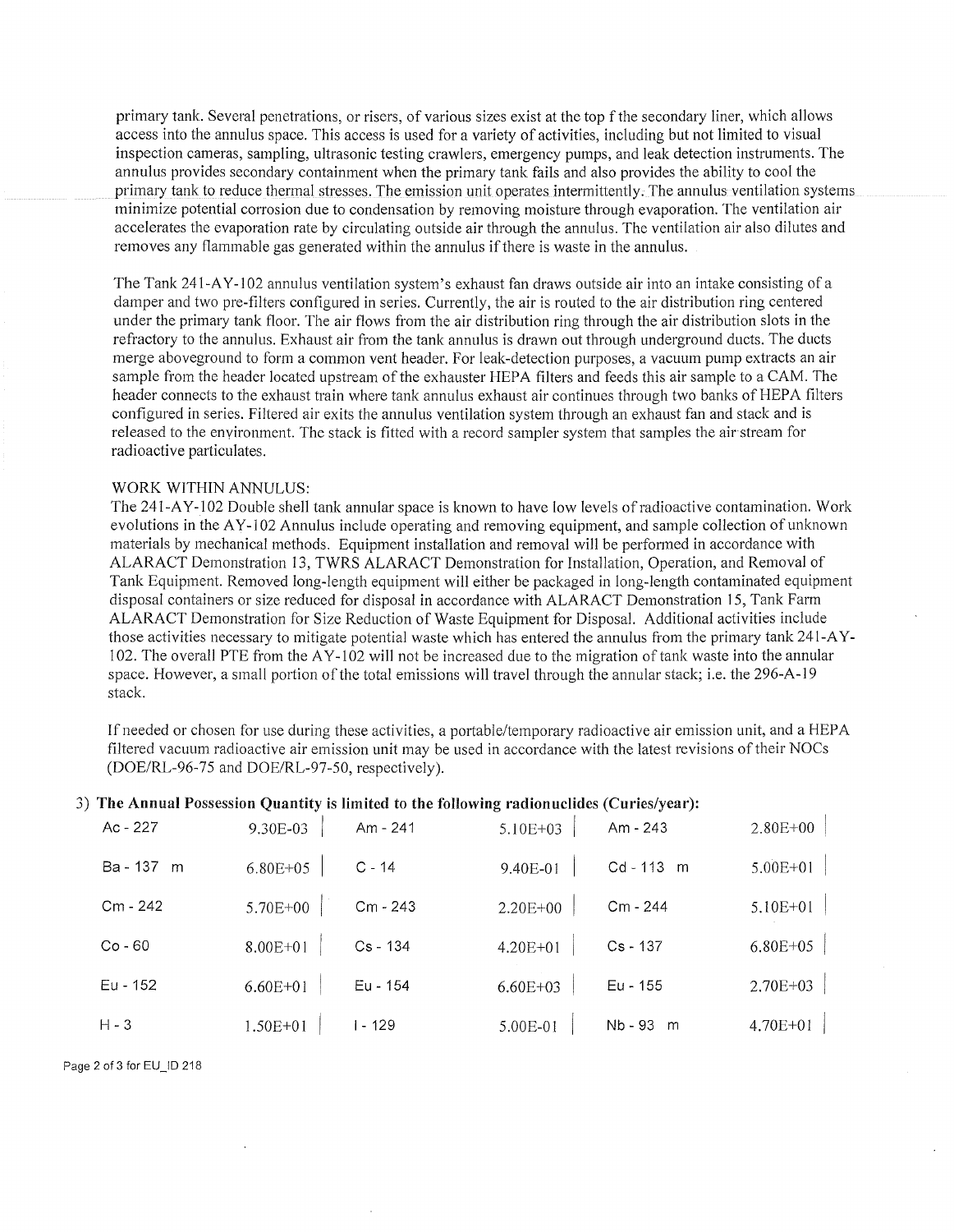primary tank. Several penetrations, or risers, of various sizes exist at the top f the secondary liner, which allows access into the annulus space. This access is used for a variety of activities, including but not limited to visual inspection cameras, sampling, ultrasonic testing crawlers, emergency pumps, and leak detection instruments. The annulus provides secondary containment when the primary tank fails and also provides the ability to cool the primary tank to reduce thermal stresses. The emission unit operates intermittently. The annulus ventilation systems minimize potential corrosion due to condensation by removing moisture through evaporation. The ventilation air accelerates the evaporation rate by circulating outside air through the annulus. The ventilation air also dilutes and removes any flammable gas generated within the annulus if there is waste in the annulus.

The Tank 241-AY-102 annulus ventilation system's exhaust fan draws outside air into an intake consisting of a damper and two pre-filters configured in series. Currently, the air is routed to the air distribution ring centered under the primary tank floor. The air flows from the air distribution ring through the air distribution slots in the refractory to the annulus. Exhaust air from the tank annulus is drawn out through underground ducts. The ducts merge aboveground to form a common vent header. For leak-detection purposes, a vacuum pump extracts an air sample from the header located upstream of the exhauster HEPA filters and feeds this air sample to a CAM. The header connects to the exhaust train where tank annulus exhaust air continues through two banks of HEPA filters configured in series. Filtered air exits the annulus ventilation system through an exhaust fan and stack and is released to the environment. The stack is fitted with a record sampler system that samples the air stream for radioactive particulates.

WORK WITHIN ANNULUS:
The 241-AY-102 Double shell tank annular space is known to have low levels of radioactive contamination. Work evolutions in the AY-102 Annulus include operating and removing equipment, and sample collection of unknown materials by mechanical methods. Equipment installation and removal will be performed in accordance with ALARACT Demonstration 13, TWRS ALARACT Demonstration for Installation, Operation, and Removal of Tank Equipment. Removed long-length equipment will either be packaged in long-length contaminated equipment disposal containers or size reduced for disposal in accordance with ALARACT Demonstration 15, Tank Farm ALARACT Demonstration for Size Reduction of Waste Equipment for Disposal. Additional activities include those activities necessary to mitigate potential waste which has entered the annulus from the primary tank 241-AY-102. The overall PTE from the AY-102 will not be increased due to the migration of tank waste into the annular space. However, a small portion of the total emissions will travel through the annular stack; i.e. the 296-A-19 stack.

If needed or chosen for use during these activities, a portable/temporary radioactive air emission unit, and a HEPA filtered vacuum radioactive air emission unit may be used in accordance with the latest revisions of their NOCs (DOE/RL-96-75 and DOE/RL-97-50, respectively).

3) **The Annual Possession Quantity is limited to the following radionuclides (Curies/year):**

| | | | | | |
|---|---|---|---|---|---|
| Ac - 227 | 9.30E-03 | Am - 241 | 5.10E+03 | Am - 243 | 2.80E+00 |
| Ba - 137 m | 6.80E+05 | C - 14 | 9.40E-01 | Cd - 113 m | 5.00E+01 |
| Cm - 242 | 5.70E+00 | Cm - 243 | 2.20E+00 | Cm - 244 | 5.10E+01 |
| Co - 60 | 8.00E+01 | Cs - 134 | 4.20E+01 | Cs - 137 | 6.80E+05 |
| Eu - 152 | 6.60E+01 | Eu - 154 | 6.60E+03 | Eu - 155 | 2.70E+03 |
| H - 3 | 1.50E+01 | I - 129 | 5.00E-01 | Nb - 93 m | 4.70E+01 |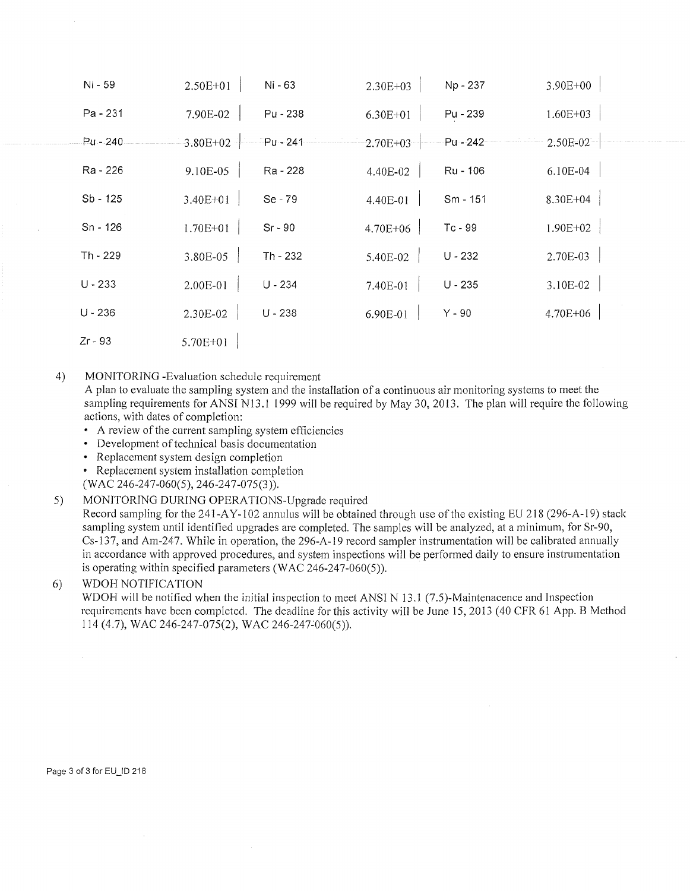| | | | | | |
|---|---|---|---|---|---|
| Ni - 59 | 2.50E+01 | Ni - 63 | 2.30E+03 | Np - 237 | 3.90E+00 |
| Pa - 231 | 7.90E-02 | Pu - 238 | 6.30E+01 | Pu - 239 | 1.60E+03 |
| Pu - 240 | 3.80E+02 | Pu - 241 | 2.70E+03 | Pu - 242 | 2.50E-02 |
| Ra - 226 | 9.10E-05 | Ra - 228 | 4.40E-02 | Ru - 106 | 6.10E-04 |
| Sb - 125 | 3.40E+01 | Se - 79 | 4.40E-01 | Sm - 151 | 8.30E+04 |
| Sn - 126 | 1.70E+01 | Sr - 90 | 4.70E+06 | Tc - 99 | 1.90E+02 |
| Th - 229 | 3.80E-05 | Th - 232 | 5.40E-02 | U - 232 | 2.70E-03 |
| U - 233 | 2.00E-01 | U - 234 | 7.40E-01 | U - 235 | 3.10E-02 |
| U - 236 | 2.30E-02 | U - 238 | 6.90E-01 | Y - 90 | 4.70E+06 |
| Zr - 93 | 5.70E+01 | | | | |

4) MONITORING -Evaluation schedule requirement
A plan to evaluate the sampling system and the installation of a continuous air monitoring systems to meet the sampling requirements for ANSI N13.1 1999 will be required by May 30, 2013. The plan will require the following actions, with dates of completion:
   - A review of the current sampling system efficiencies
   - Development of technical basis documentation
   - Replacement system design completion
   - Replacement system installation completion

   (WAC 246-247-060(5), 246-247-075(3)).

5) MONITORING DURING OPERATIONS-Upgrade required
Record sampling for the 241-AY-102 annulus will be obtained through use of the existing EU 218 (296-A-19) stack sampling system until identified upgrades are completed. The samples will be analyzed, at a minimum, for Sr-90, Cs-137, and Am-247. While in operation, the 296-A-19 record sampler instrumentation will be calibrated annually in accordance with approved procedures, and system inspections will be performed daily to ensure instrumentation is operating within specified parameters (WAC 246-247-060(5)).

6) WDOH NOTIFICATION
WDOH will be notified when the initial inspection to meet ANSI N 13.1 (7.5)-Maintenacence and Inspection requirements have been completed. The deadline for this activity will be June 15, 2013 (40 CFR 61 App. B Method 114 (4.7), WAC 246-247-075(2), WAC 246-247-060(5)).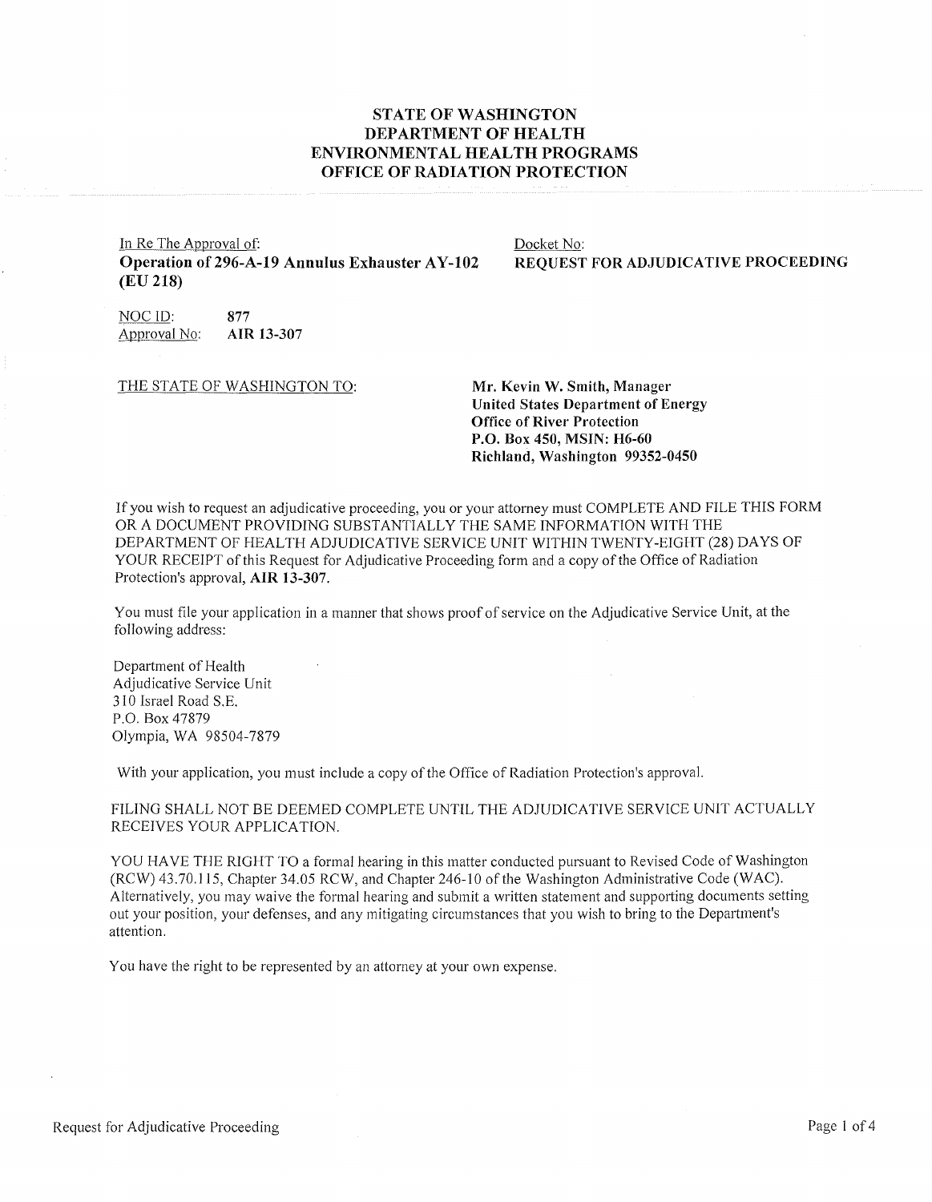# STATE OF WASHINGTON
# DEPARTMENT OF HEALTH
# ENVIRONMENTAL HEALTH PROGRAMS
# OFFICE OF RADIATION PROTECTION

In Re The Approval of:
**Operation of 296-A-19 Annulus Exhauster AY-102 (EU 218)**

Docket No:
**REQUEST FOR ADJUDICATIVE PROCEEDING**

NOC ID: **877**
Approval No: **AIR 13-307**

THE STATE OF WASHINGTON TO:

**Mr. Kevin W. Smith, Manager**
**United States Department of Energy**
**Office of River Protection**
**P.O. Box 450, MSIN: H6-60**
**Richland, Washington 99352-0450**

If you wish to request an adjudicative proceeding, you or your attorney must COMPLETE AND FILE THIS FORM OR A DOCUMENT PROVIDING SUBSTANTIALLY THE SAME INFORMATION WITH THE DEPARTMENT OF HEALTH ADJUDICATIVE SERVICE UNIT WITHIN TWENTY-EIGHT (28) DAYS OF YOUR RECEIPT of this Request for Adjudicative Proceeding form and a copy of the Office of Radiation Protection's approval, **AIR 13-307**.

You must file your application in a manner that shows proof of service on the Adjudicative Service Unit, at the following address:

Department of Health
Adjudicative Service Unit
310 Israel Road S.E.
P.O. Box 47879
Olympia, WA 98504-7879

With your application, you must include a copy of the Office of Radiation Protection's approval.

FILING SHALL NOT BE DEEMED COMPLETE UNTIL THE ADJUDICATIVE SERVICE UNIT ACTUALLY RECEIVES YOUR APPLICATION.

YOU HAVE THE RIGHT TO a formal hearing in this matter conducted pursuant to Revised Code of Washington (RCW) 43.70.115, Chapter 34.05 RCW, and Chapter 246-10 of the Washington Administrative Code (WAC). Alternatively, you may waive the formal hearing and submit a written statement and supporting documents setting out your position, your defenses, and any mitigating circumstances that you wish to bring to the Department's attention.

You have the right to be represented by an attorney at your own expense.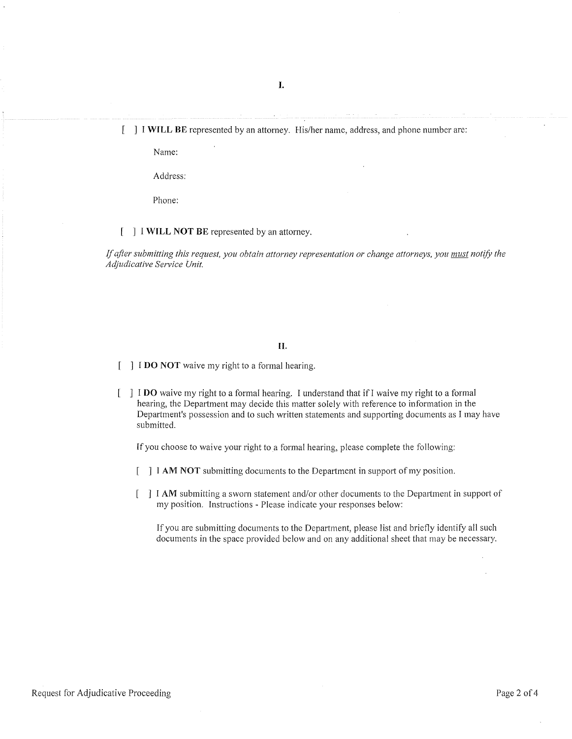## I.

[ ] I **WILL BE** represented by an attorney. His/her name, address, and phone number are:

Name:

Address:

Phone:

[ ] I **WILL NOT BE** represented by an attorney.

*If after submitting this request, you obtain attorney representation or change attorneys, you must notify the Adjudicative Service Unit.*

## II.

[ ] I **DO NOT** waive my right to a formal hearing.

[ ] I **DO** waive my right to a formal hearing. I understand that if I waive my right to a formal hearing, the Department may decide this matter solely with reference to information in the Department's possession and to such written statements and supporting documents as I may have submitted.

If you choose to waive your right to a formal hearing, please complete the following:

[ ] I **AM NOT** submitting documents to the Department in support of my position.

[ ] I **AM** submitting a sworn statement and/or other documents to the Department in support of my position. Instructions - Please indicate your responses below:

If you are submitting documents to the Department, please list and briefly identify all such documents in the space provided below and on any additional sheet that may be necessary.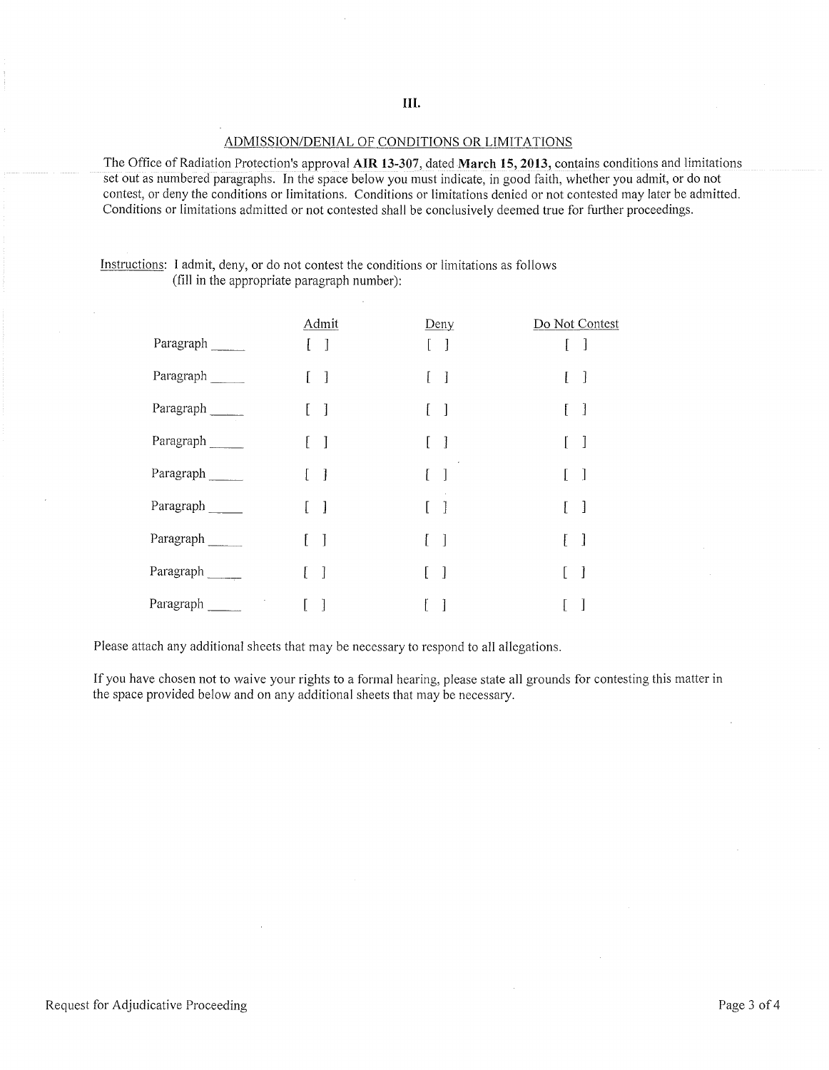## III.

### ADMISSION/DENIAL OF CONDITIONS OR LIMITATIONS

The Office of Radiation Protection's approval **AIR 13-307**, dated **March 15, 2013,** contains conditions and limitations set out as numbered paragraphs. In the space below you must indicate, in good faith, whether you admit, or do not contest, or deny the conditions or limitations. Conditions or limitations denied or not contested may later be admitted. Conditions or limitations admitted or not contested shall be conclusively deemed true for further proceedings.

Instructions: I admit, deny, or do not contest the conditions or limitations as follows (fill in the appropriate paragraph number):

| | Admit | Deny | Do Not Contest |
|---|---|---|---|
| Paragraph _____ | [ ] | [ ] | [ ] |
| Paragraph _____ | [ ] | [ ] | [ ] |
| Paragraph _____ | [ ] | [ ] | [ ] |
| Paragraph _____ | [ ] | [ ] | [ ] |
| Paragraph _____ | [ ] | [ ] | [ ] |
| Paragraph _____ | [ ] | [ ] | [ ] |
| Paragraph _____ | [ ] | [ ] | [ ] |
| Paragraph _____ | [ ] | [ ] | [ ] |
| Paragraph _____ | [ ] | [ ] | [ ] |

Please attach any additional sheets that may be necessary to respond to all allegations.

If you have chosen not to waive your rights to a formal hearing, please state all grounds for contesting this matter in the space provided below and on any additional sheets that may be necessary.

Request for Adjudicative Proceeding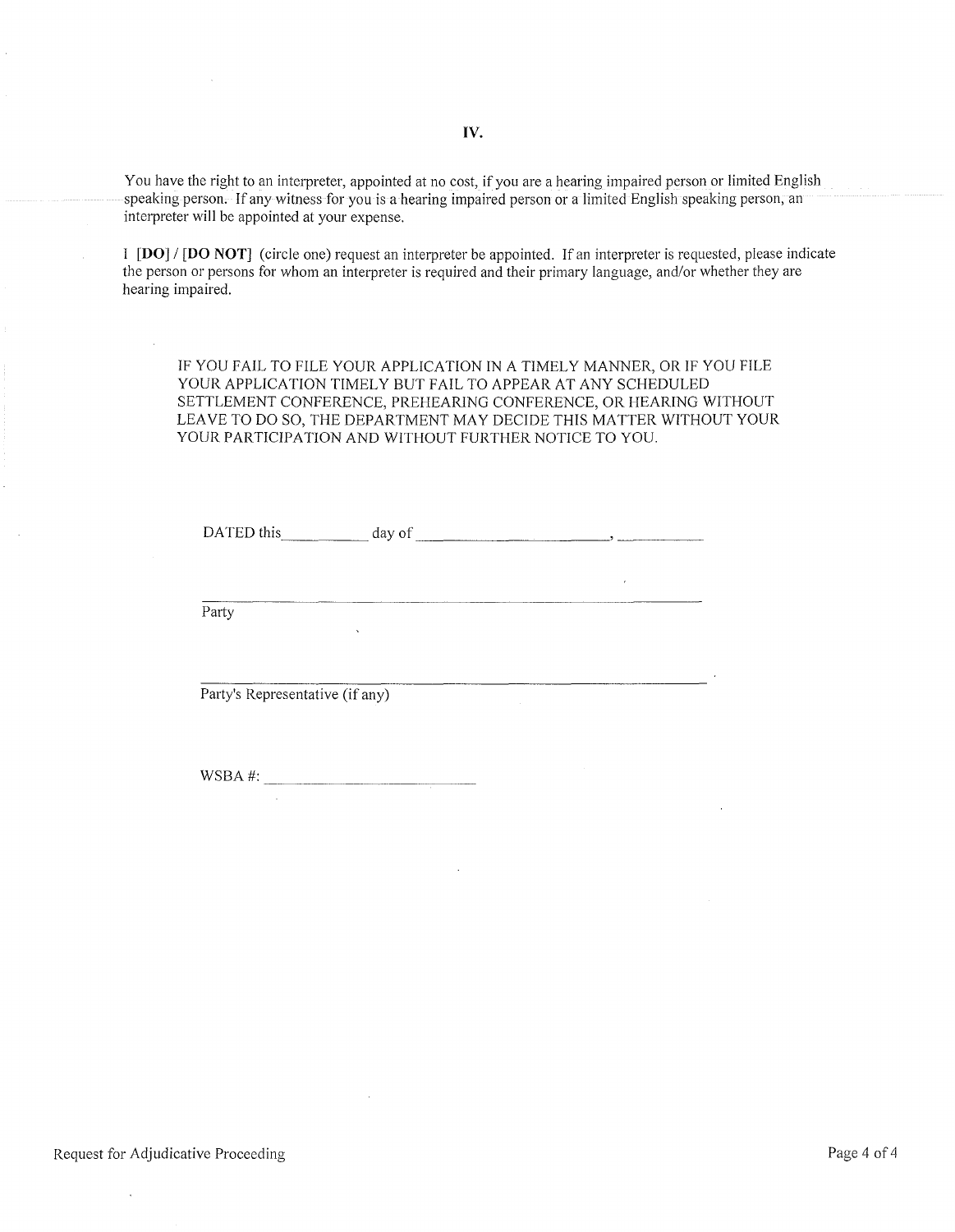## IV.

You have the right to an interpreter, appointed at no cost, if you are a hearing impaired person or limited English speaking person. If any witness for you is a hearing impaired person or a limited English speaking person, an interpreter will be appointed at your expense.

I **[DO]** / **[DO NOT]** (circle one) request an interpreter be appointed. If an interpreter is requested, please indicate the person or persons for whom an interpreter is required and their primary language, and/or whether they are hearing impaired.

IF YOU FAIL TO FILE YOUR APPLICATION IN A TIMELY MANNER, OR IF YOU FILE YOUR APPLICATION TIMELY BUT FAIL TO APPEAR AT ANY SCHEDULED SETTLEMENT CONFERENCE, PREHEARING CONFERENCE, OR HEARING WITHOUT LEAVE TO DO SO, THE DEPARTMENT MAY DECIDE THIS MATTER WITHOUT YOUR YOUR PARTICIPATION AND WITHOUT FURTHER NOTICE TO YOU.

DATED this\_\_\_\_\_\_\_\_\_\_ day of \_\_\_\_\_\_\_\_\_\_\_\_\_\_\_\_\_\_\_\_\_\_\_\_, \_\_\_\_\_\_\_\_\_\_

\_\_\_\_\_\_\_\_\_\_\_\_\_\_\_\_\_\_\_\_\_\_\_\_\_\_\_\_\_\_\_\_\_\_\_\_\_\_\_\_\_\_\_\_\_\_

Party

\_\_\_\_\_\_\_\_\_\_\_\_\_\_\_\_\_\_\_\_\_\_\_\_\_\_\_\_\_\_\_\_\_\_\_\_\_\_\_\_\_\_\_\_\_\_

Party's Representative (if any)

WSBA #: \_\_\_\_\_\_\_\_\_\_\_\_\_\_\_\_\_\_\_\_\_\_\_\_